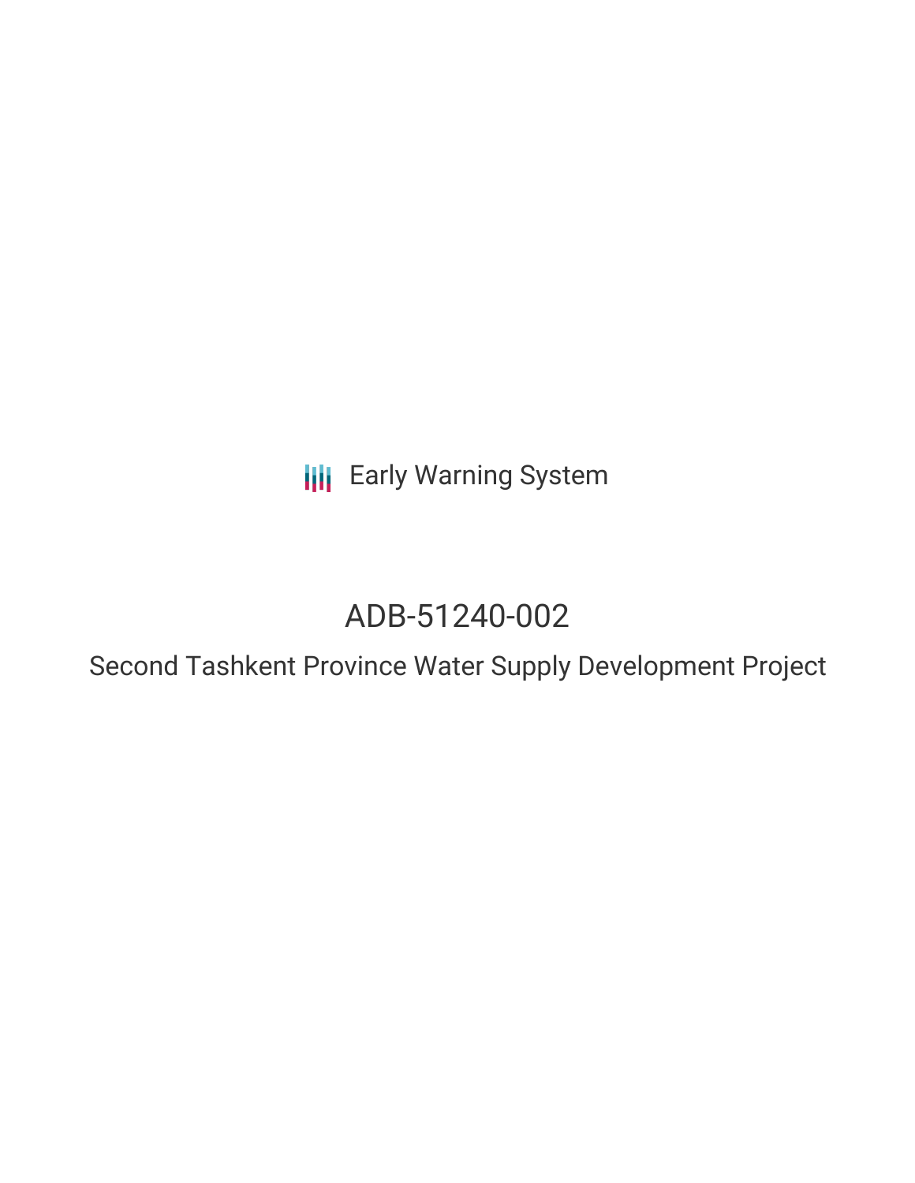Early Warning System

# ADB-51240-002

## Second Tashkent Province Water Supply Development Project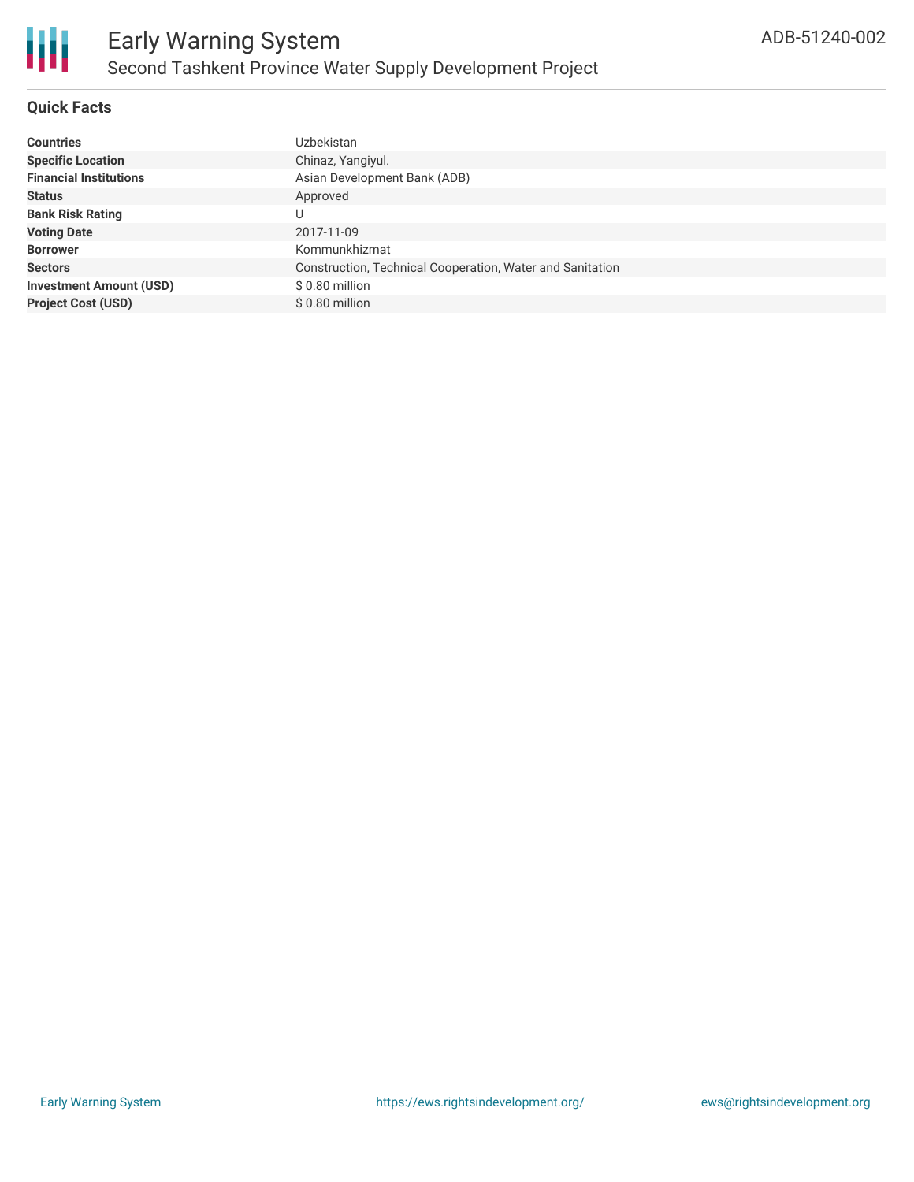# Early Warning System

## Second Tashkent Province Water Supply Development Project

ADB-51240-002

### Quick Facts

| | |
|---|---|
| **Countries** | Uzbekistan |
| **Specific Location** | Chinaz, Yangiyul. |
| **Financial Institutions** | Asian Development Bank (ADB) |
| **Status** | Approved |
| **Bank Risk Rating** | U |
| **Voting Date** | 2017-11-09 |
| **Borrower** | Kommunkhizmat |
| **Sectors** | Construction, Technical Cooperation, Water and Sanitation |
| **Investment Amount (USD)** | $ 0.80 million |
| **Project Cost (USD)** | $ 0.80 million |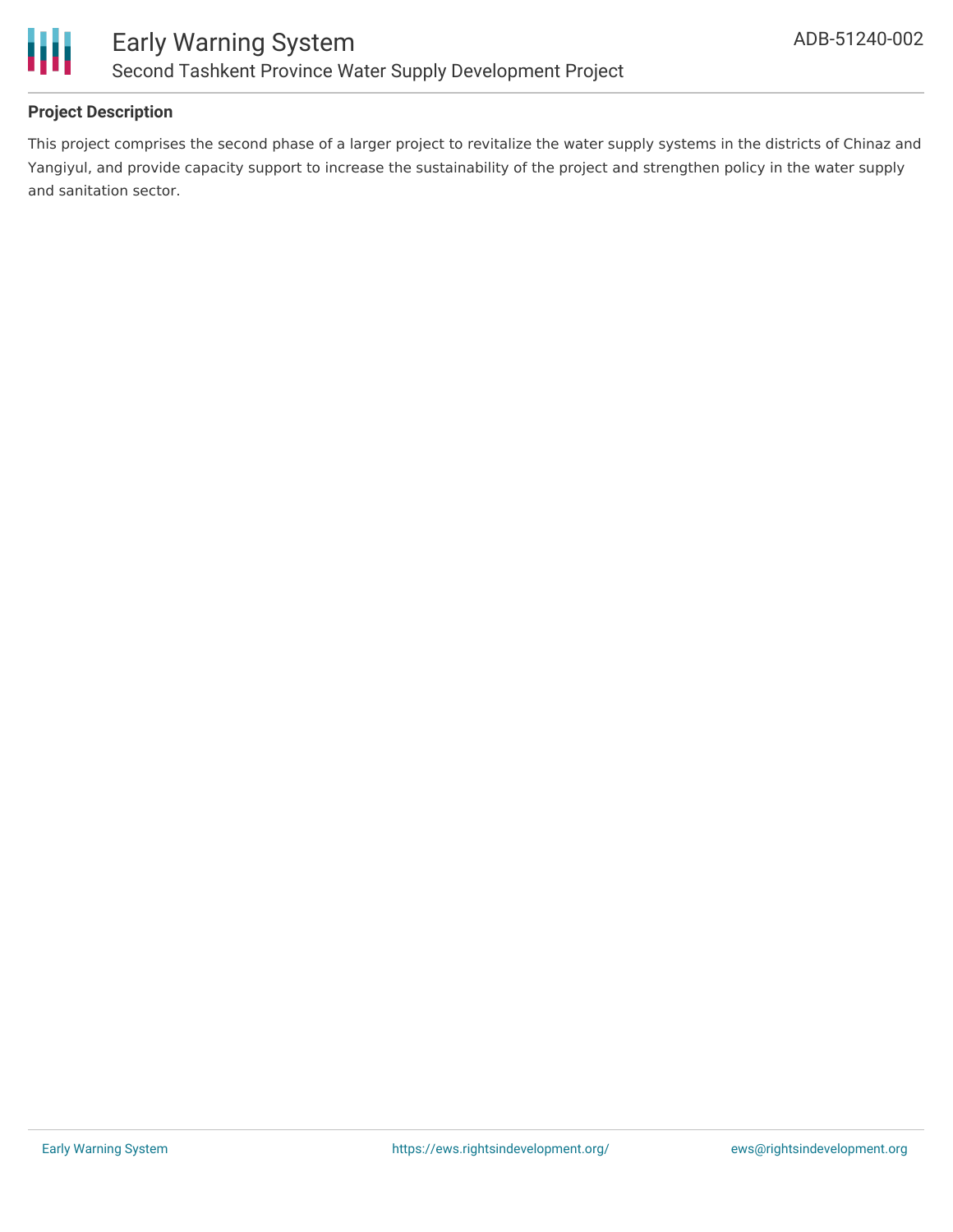## Project Description

This project comprises the second phase of a larger project to revitalize the water supply systems in the districts of Chinaz and Yangiyul, and provide capacity support to increase the sustainability of the project and strengthen policy in the water supply and sanitation sector.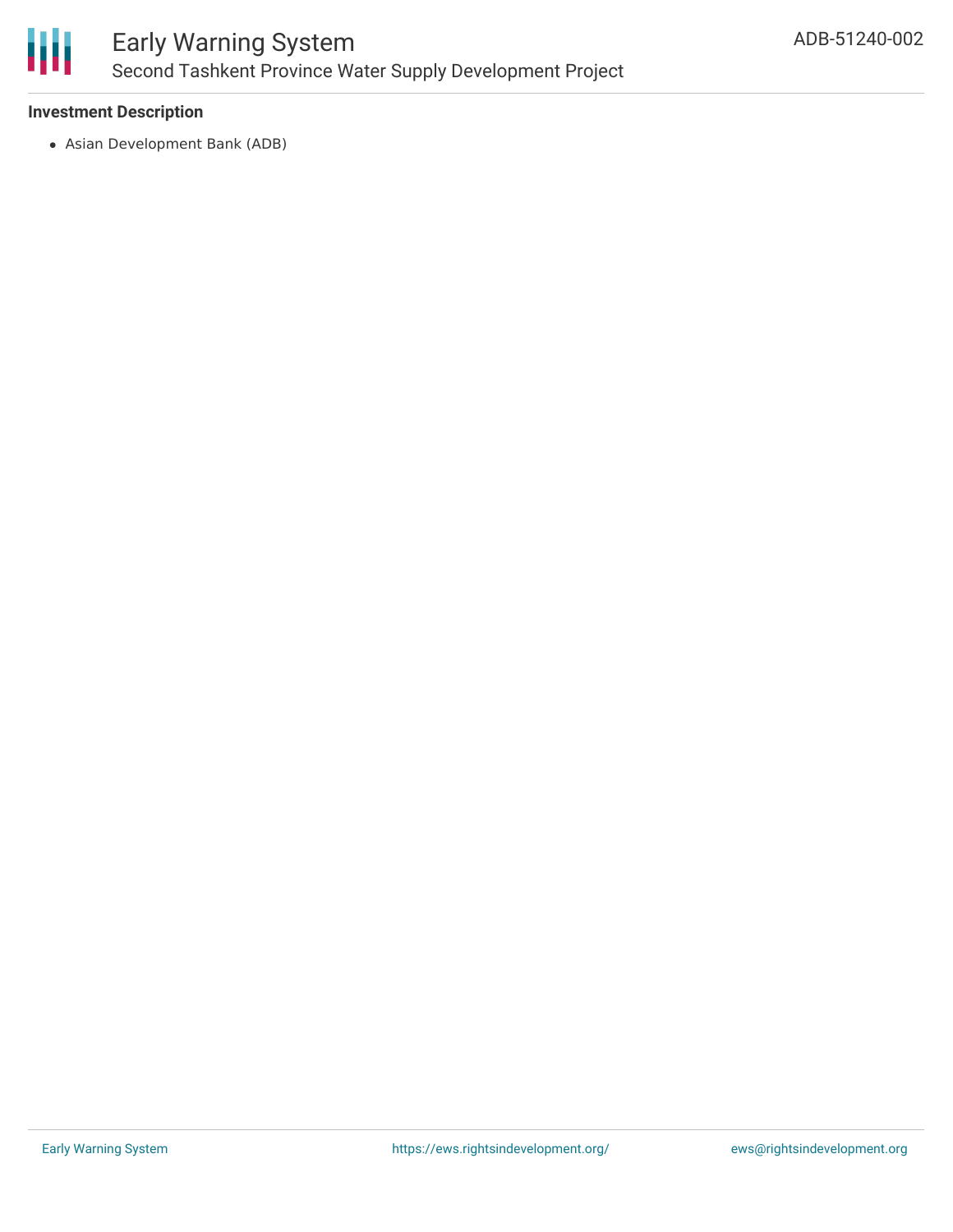**Investment Description**

- Asian Development Bank (ADB)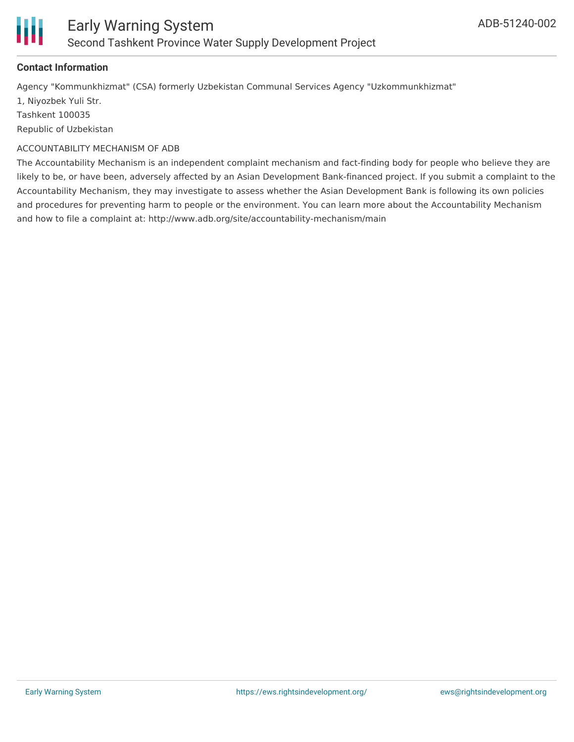**Contact Information**

Agency "Kommunkhizmat" (CSA) formerly Uzbekistan Communal Services Agency "Uzkommunkhizmat"
1, Niyozbek Yuli Str.
Tashkent 100035
Republic of Uzbekistan

ACCOUNTABILITY MECHANISM OF ADB

The Accountability Mechanism is an independent complaint mechanism and fact-finding body for people who believe they are likely to be, or have been, adversely affected by an Asian Development Bank-financed project. If you submit a complaint to the Accountability Mechanism, they may investigate to assess whether the Asian Development Bank is following its own policies and procedures for preventing harm to people or the environment. You can learn more about the Accountability Mechanism and how to file a complaint at: http://www.adb.org/site/accountability-mechanism/main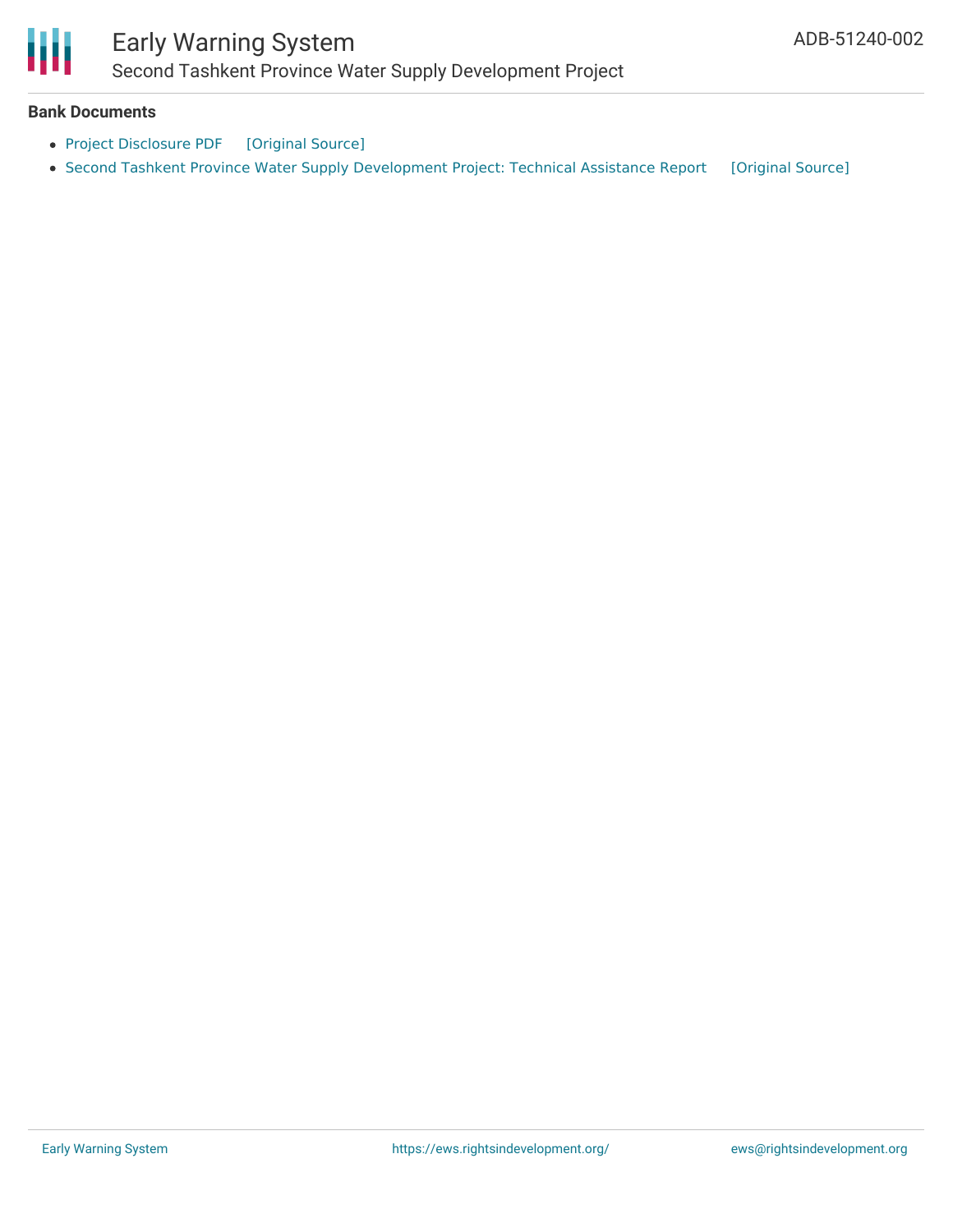### Bank Documents

- Project Disclosure PDF [Original Source]
- Second Tashkent Province Water Supply Development Project: Technical Assistance Report [Original Source]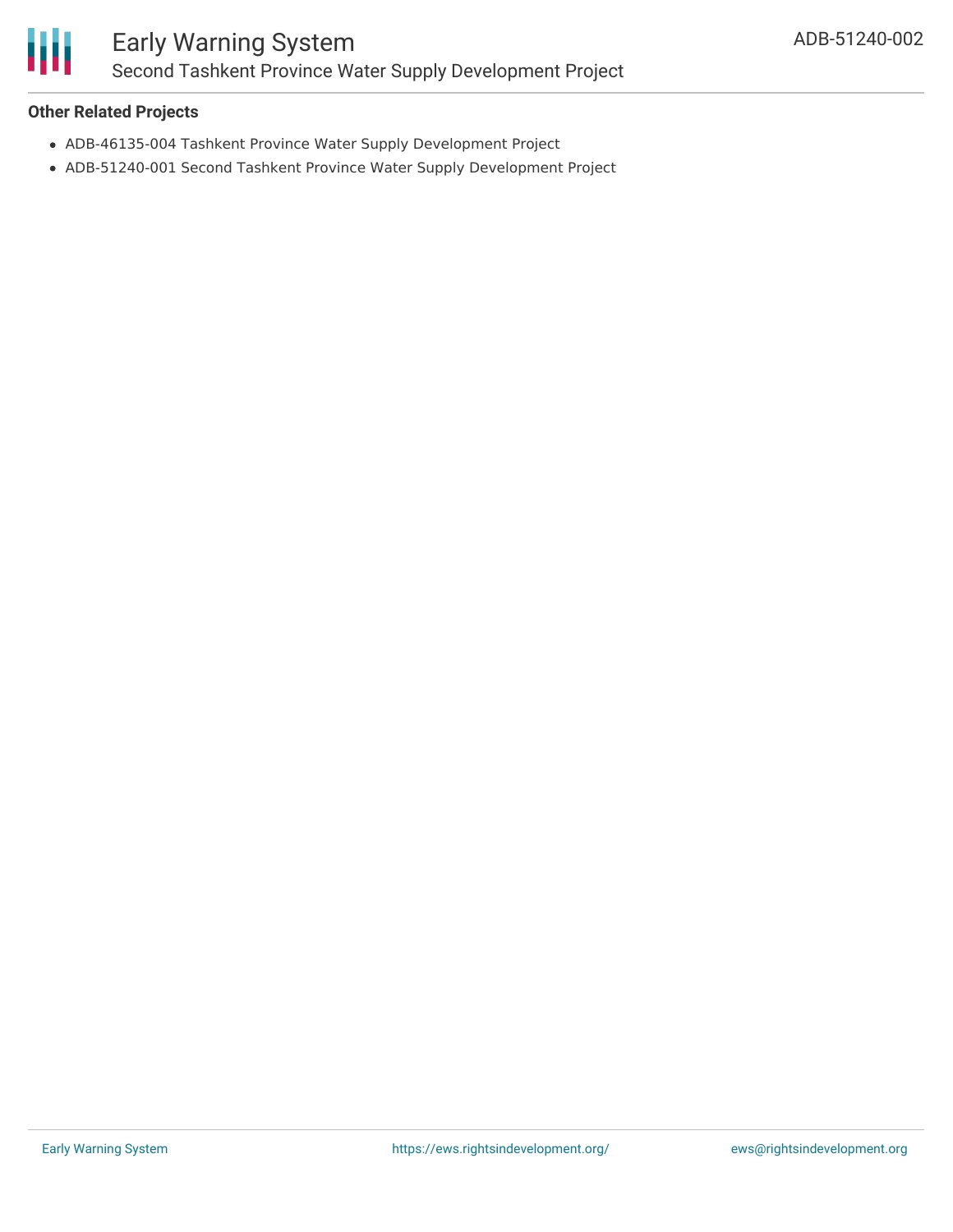**Other Related Projects**

- ADB-46135-004 Tashkent Province Water Supply Development Project
- ADB-51240-001 Second Tashkent Province Water Supply Development Project